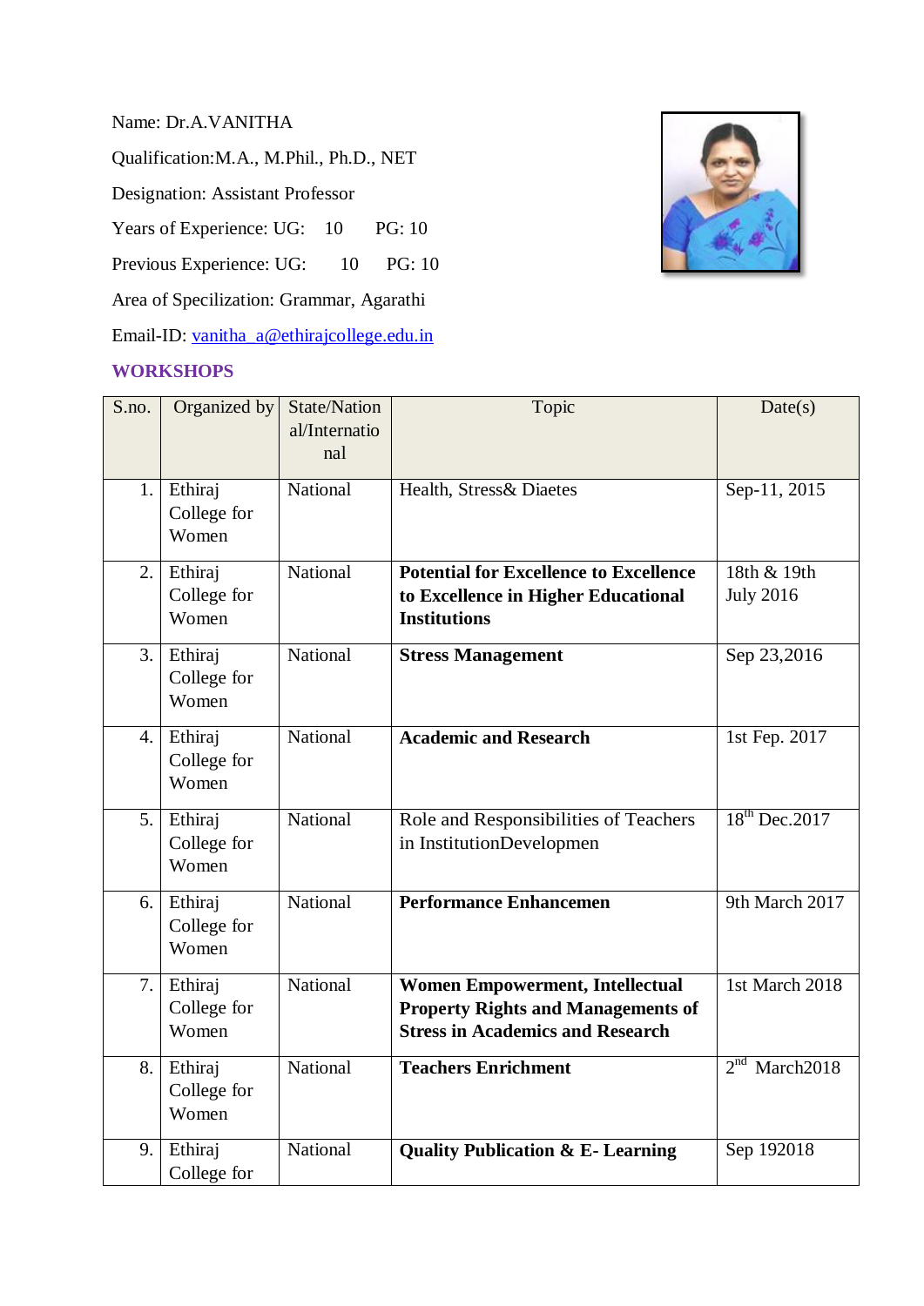Name: Dr.A.VANITHA

Qualification:M.A., M.Phil., Ph.D., NET

Designation: Assistant Professor

Years of Experience: UG: 10 PG: 10

Previous Experience: UG: 10 PG: 10

Area of Specilization: Grammar, Agarathi

Email-ID: vanitha_a@ethirajcollege.edu.in

## WORKSHOPS

| S.no. | Organized by | State/National/International | Topic | Date(s) |
|---|---|---|---|---|
| 1. | Ethiraj College for Women | National | Health, Stress& Diaetes | Sep-11, 2015 |
| 2. | Ethiraj College for Women | National | **Potential for Excellence to Excellence to Excellence in Higher Educational Institutions** | 18th & 19th July 2016 |
| 3. | Ethiraj College for Women | National | **Stress Management** | Sep 23,2016 |
| 4. | Ethiraj College for Women | National | **Academic and Research** | 1st Fep. 2017 |
| 5. | Ethiraj College for Women | National | Role and Responsibilities of Teachers in InstitutionDevelopmen | 18th Dec.2017 |
| 6. | Ethiraj College for Women | National | **Performance Enhancemen** | 9th March 2017 |
| 7. | Ethiraj College for Women | National | **Women Empowerment, Intellectual Property Rights and Managements of Stress in Academics and Research** | 1st March 2018 |
| 8. | Ethiraj College for Women | National | **Teachers Enrichment** | 2nd March2018 |
| 9. | Ethiraj College for | National | **Quality Publication & E- Learning** | Sep 192018 |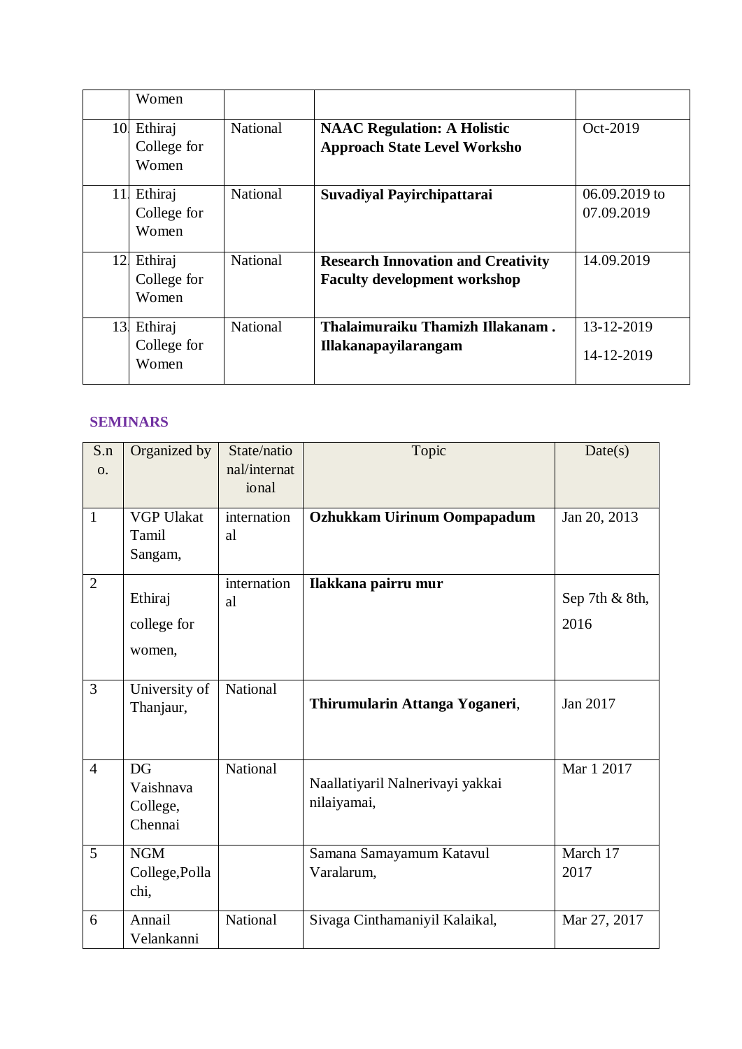|  | Women |  |  |  |
|---|---|---|---|---|
| 10. | Ethiraj College for Women | National | **NAAC Regulation: A Holistic Approach State Level Worksho** | Oct-2019 |
| 11. | Ethiraj College for Women | National | **Suvadiyal Payirchipattarai** | 06.09.2019 to 07.09.2019 |
| 12. | Ethiraj College for Women | National | **Research Innovation and Creativity Faculty development workshop** | 14.09.2019 |
| 13. | Ethiraj College for Women | National | **Thalaimuraiku Thamizh Illakanam . Illakanapayilarangam** | 13-12-2019 14-12-2019 |

## SEMINARS

| S.no. | Organized by | State/national/international | Topic | Date(s) |
|---|---|---|---|---|
| 1 | VGP Ulakat Tamil Sangam, | international | **Ozhukkam Uirinum Oompapadum** | Jan 20, 2013 |
| 2 | Ethiraj college for women, | international | **Ilakkana pairru mur** | Sep 7th & 8th, 2016 |
| 3 | University of Thanjaur, | National | **Thirumularin Attanga Yoganeri**, | Jan 2017 |
| 4 | DG Vaishnava College, Chennai | National | Naallatiyaril Nalnerivayi yakkai nilaiyamai, | Mar 1 2017 |
| 5 | NGM College,Pollachi, |  | Samana Samayamum Katavul Varalarum, | March 17 2017 |
| 6 | Annail Velankanni | National | Sivaga Cinthamaniyil Kalaikal, | Mar 27, 2017 |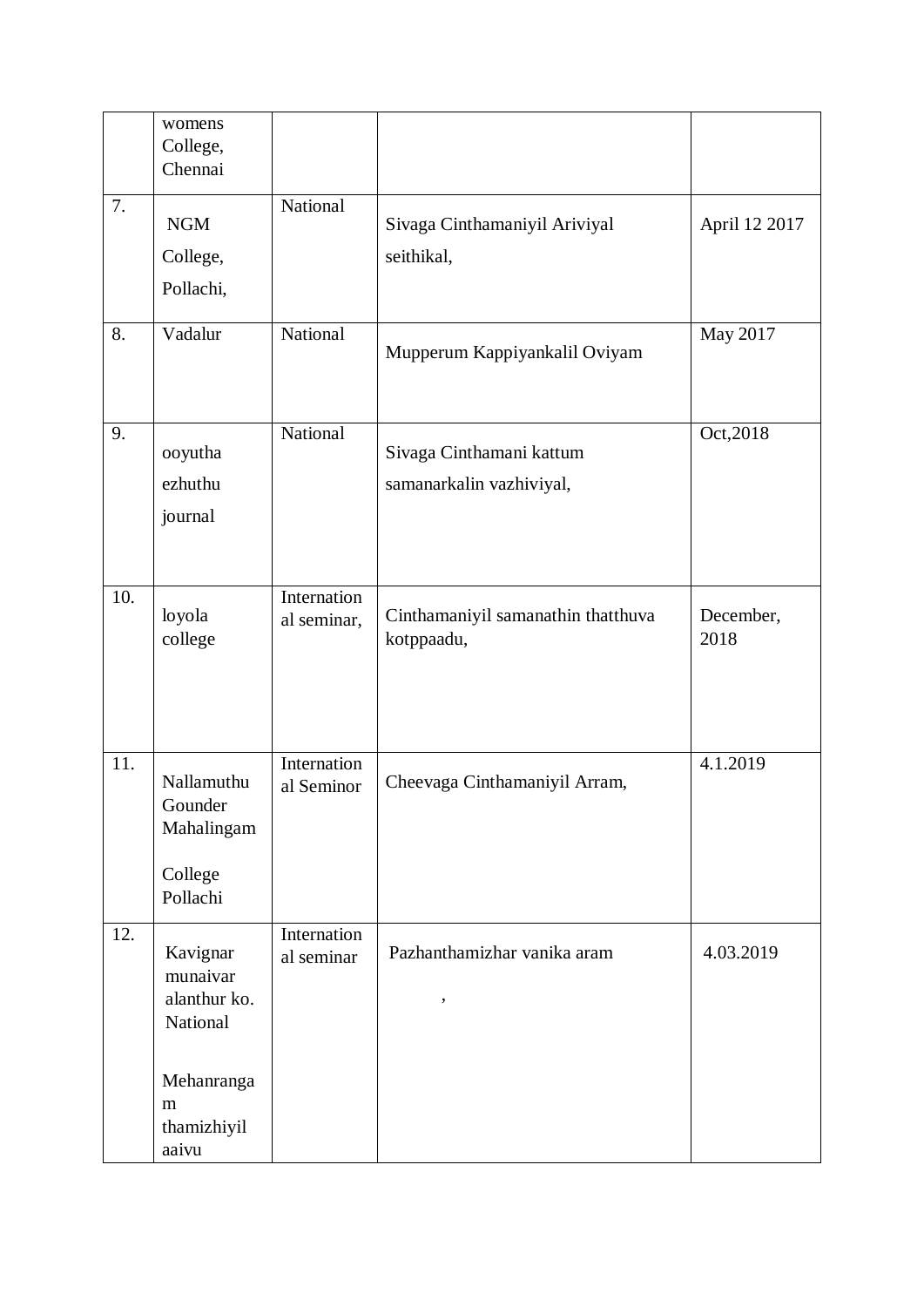|  |  |  |  |  |
|---|---|---|---|---|
|  | womens College, Chennai |  |  |  |
| 7. | NGM College, Pollachi, | National | Sivaga Cinthamaniyil Ariviyal seithikal, | April 12 2017 |
| 8. | Vadalur | National | Mupperum Kappiyankalil Oviyam | May 2017 |
| 9. | ooyutha ezhuthu journal | National | Sivaga Cinthamani kattum samanarkalin vazhiviyal, | Oct,2018 |
| 10. | loyola college | International seminar, | Cinthamaniyil samanathin thatthuva kotppaadu, | December, 2018 |
| 11. | Nallamuthu Gounder Mahalingam College Pollachi | International Seminor | Cheevaga Cinthamaniyil Arram, | 4.1.2019 |
| 12. | Kavignar munaivar alanthur ko. National Mehanrangam thamizhiyil aaivu | International seminar | Pazhanthamizhar vanika aram , | 4.03.2019 |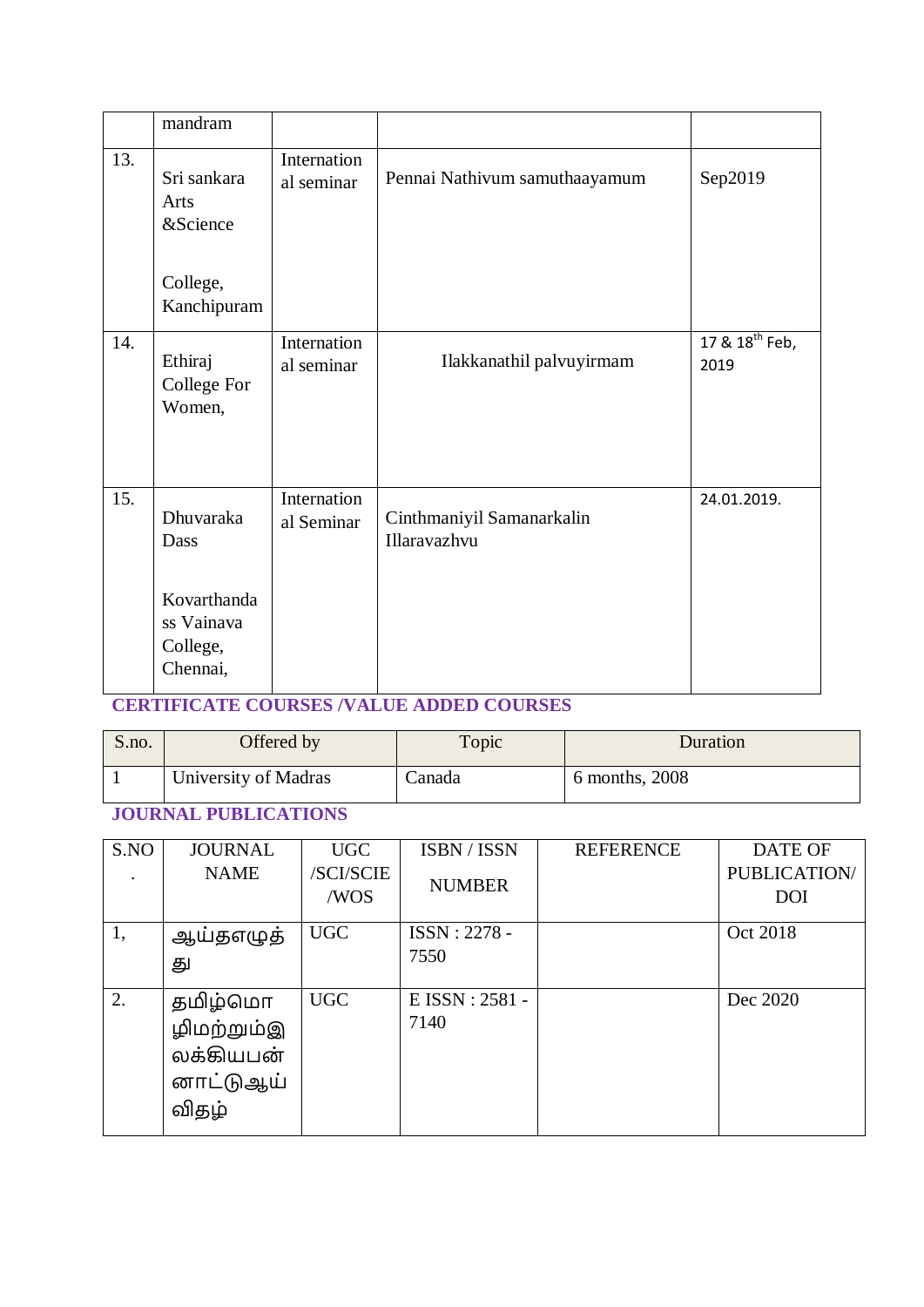| | | | | |
|---|---|---|---|---|
| | mandram | | | |
| 13. | Sri sankara Arts &Science College, Kanchipuram | International seminar | Pennai Nathivum samuthaayamum | Sep2019 |
| 14. | Ethiraj College For Women, | International seminar | Ilakkanathil palvuyirmam | 17 & 18th Feb, 2019 |
| 15. | Dhuvaraka Dass Kovarthandass Vainava College, Chennai, | International Seminar | Cinthmaniyil Samanarkalin Illaravazhvu | 24.01.2019. |

## CERTIFICATE COURSES /VALUE ADDED COURSES

| S.no. | Offered by | Topic | Duration |
|---|---|---|---|
| 1 | University of Madras | Canada | 6 months, 2008 |

## JOURNAL PUBLICATIONS

| S.NO. | JOURNAL NAME | UGC /SCI/SCIE /WOS | ISBN / ISSN NUMBER | REFERENCE | DATE OF PUBLICATION/ DOI |
|---|---|---|---|---|---|
| 1, | ஆய்தஎழுத்து | UGC | ISSN : 2278 - 7550 | | Oct 2018 |
| 2. | தமிழ்மொழிமற்றும்இலக்கியபன்னாட்டுஆய்விதழ் | UGC | E ISSN : 2581 - 7140 | | Dec 2020 |